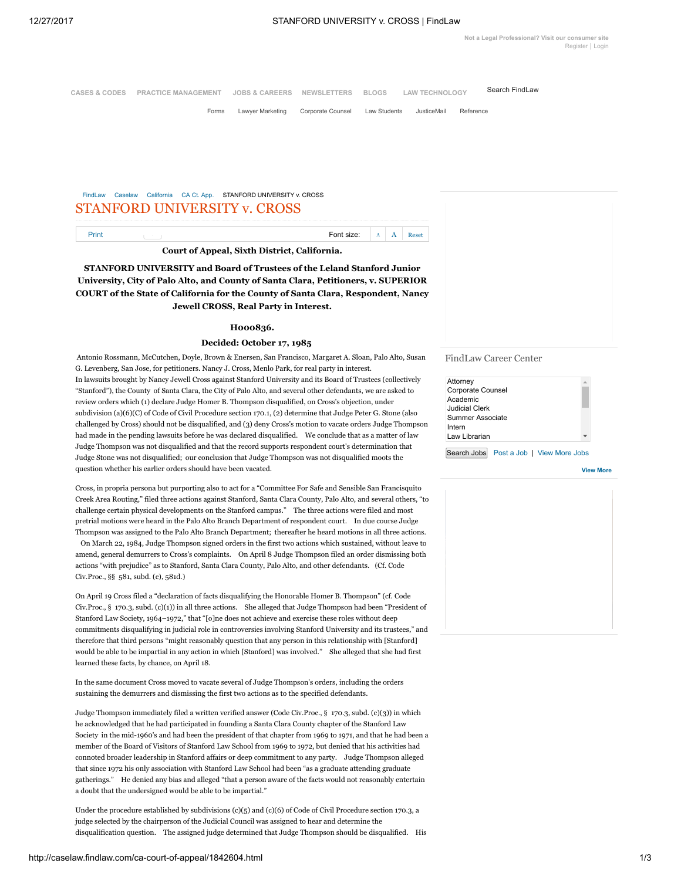# STANFORD UNIVERSITY v. CROSS

**Court of Appeal, Sixth District, California.**

**STANFORD UNIVERSITY and Board of Trustees of the Leland Stanford Junior University, City of Palo Alto, and County of Santa Clara, Petitioners, v. SUPERIOR COURT of the State of California for the County of Santa Clara, Respondent, Nancy Jewell CROSS, Real Party in Interest.**

**H000836.**

**Decided: October 17, 1985**

Antonio Rossmann, McCutchen, Doyle, Brown & Enersen, San Francisco, Margaret A. Sloan, Palo Alto, Susan G. Levenberg, San Jose, for petitioners. Nancy J. Cross, Menlo Park, for real party in interest.

In lawsuits brought by Nancy Jewell Cross against Stanford University and its Board of Trustees (collectively "Stanford"), the County of Santa Clara, the City of Palo Alto, and several other defendants, we are asked to review orders which (1) declare Judge Homer B. Thompson disqualified, on Cross's objection, under subdivision (a)(6)(C) of Code of Civil Procedure section 170.1, (2) determine that Judge Peter G. Stone (also challenged by Cross) should not be disqualified, and (3) deny Cross's motion to vacate orders Judge Thompson had made in the pending lawsuits before he was declared disqualified. We conclude that as a matter of law Judge Thompson was not disqualified and that the record supports respondent court's determination that Judge Stone was not disqualified; our conclusion that Judge Thompson was not disqualified moots the question whether his earlier orders should have been vacated.

Cross, in propria persona but purporting also to act for a "Committee For Safe and Sensible San Francisquito Creek Area Routing," filed three actions against Stanford, Santa Clara County, Palo Alto, and several others, "to challenge certain physical developments on the Stanford campus." The three actions were filed and most pretrial motions were heard in the Palo Alto Branch Department of respondent court. In due course Judge Thompson was assigned to the Palo Alto Branch Department; thereafter he heard motions in all three actions. On March 22, 1984, Judge Thompson signed orders in the first two actions which sustained, without leave to amend, general demurrers to Cross's complaints. On April 8 Judge Thompson filed an order dismissing both actions "with prejudice" as to Stanford, Santa Clara County, Palo Alto, and other defendants. (Cf. Code Civ.Proc., §§ 581, subd. (c), 581d.)

On April 19 Cross filed a "declaration of facts disqualifying the Honorable Homer B. Thompson" (cf. Code Civ.Proc., § 170.3, subd. (c)(1)) in all three actions. She alleged that Judge Thompson had been "President of Stanford Law Society, 1964–1972," that "[o]ne does not achieve and exercise these roles without deep commitments disqualifying in judicial role in controversies involving Stanford University and its trustees," and therefore that third persons "might reasonably question that any person in this relationship with [Stanford] would be able to be impartial in any action in which [Stanford] was involved." She alleged that she had first learned these facts, by chance, on April 18.

In the same document Cross moved to vacate several of Judge Thompson's orders, including the orders sustaining the demurrers and dismissing the first two actions as to the specified defendants.

Judge Thompson immediately filed a written verified answer (Code Civ.Proc., § 170.3, subd. (c)(3)) in which he acknowledged that he had participated in founding a Santa Clara County chapter of the Stanford Law Society in the mid-1960's and had been the president of that chapter from 1969 to 1971, and that he had been a member of the Board of Visitors of Stanford Law School from 1969 to 1972, but denied that his activities had connoted broader leadership in Stanford affairs or deep commitment to any party. Judge Thompson alleged that since 1972 his only association with Stanford Law School had been "as a graduate attending graduate gatherings." He denied any bias and alleged "that a person aware of the facts would not reasonably entertain a doubt that the undersigned would be able to be impartial."

Under the procedure established by subdivisions (c)(5) and (c)(6) of Code of Civil Procedure section 170.3, a judge selected by the chairperson of the Judicial Council was assigned to hear and determine the disqualification question. The assigned judge determined that Judge Thompson should be disqualified. His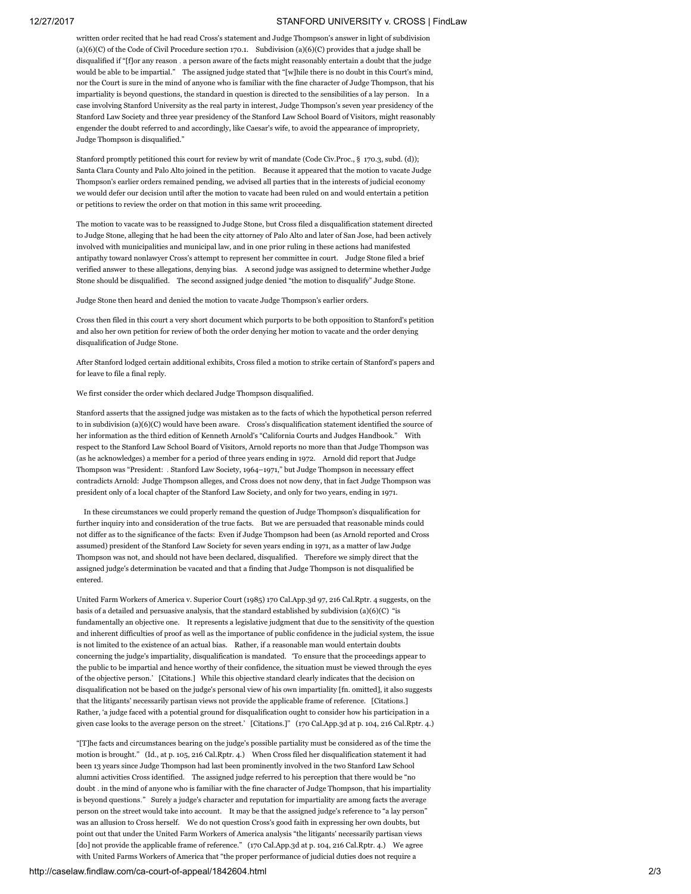written order recited that he had read Cross's statement and Judge Thompson's answer in light of subdivision (a)(6)(C) of the Code of Civil Procedure section 170.1. Subdivision (a)(6)(C) provides that a judge shall be disqualified if "[f]or any reason . a person aware of the facts might reasonably entertain a doubt that the judge would be able to be impartial." The assigned judge stated that "[w]hile there is no doubt in this Court's mind, nor the Court is sure in the mind of anyone who is familiar with the fine character of Judge Thompson, that his impartiality is beyond questions, the standard in question is directed to the sensibilities of a lay person. In a case involving Stanford University as the real party in interest, Judge Thompson's seven year presidency of the Stanford Law Society and three year presidency of the Stanford Law School Board of Visitors, might reasonably engender the doubt referred to and accordingly, like Caesar's wife, to avoid the appearance of impropriety, Judge Thompson is disqualified."

Stanford promptly petitioned this court for review by writ of mandate (Code Civ.Proc., § 170.3, subd. (d)); Santa Clara County and Palo Alto joined in the petition. Because it appeared that the motion to vacate Judge Thompson's earlier orders remained pending, we advised all parties that in the interests of judicial economy we would defer our decision until after the motion to vacate had been ruled on and would entertain a petition or petitions to review the order on that motion in this same writ proceeding.

The motion to vacate was to be reassigned to Judge Stone, but Cross filed a disqualification statement directed to Judge Stone, alleging that he had been the city attorney of Palo Alto and later of San Jose, had been actively involved with municipalities and municipal law, and in one prior ruling in these actions had manifested antipathy toward nonlawyer Cross's attempt to represent her committee in court. Judge Stone filed a brief verified answer to these allegations, denying bias. A second judge was assigned to determine whether Judge Stone should be disqualified. The second assigned judge denied "the motion to disqualify" Judge Stone.

Judge Stone then heard and denied the motion to vacate Judge Thompson's earlier orders.

Cross then filed in this court a very short document which purports to be both opposition to Stanford's petition and also her own petition for review of both the order denying her motion to vacate and the order denying disqualification of Judge Stone.

After Stanford lodged certain additional exhibits, Cross filed a motion to strike certain of Stanford's papers and for leave to file a final reply.

We first consider the order which declared Judge Thompson disqualified.

Stanford asserts that the assigned judge was mistaken as to the facts of which the hypothetical person referred to in subdivision (a)(6)(C) would have been aware. Cross's disqualification statement identified the source of her information as the third edition of Kenneth Arnold's "California Courts and Judges Handbook." With respect to the Stanford Law School Board of Visitors, Arnold reports no more than that Judge Thompson was (as he acknowledges) a member for a period of three years ending in 1972. Arnold did report that Judge Thompson was "President: . Stanford Law Society, 1964–1971," but Judge Thompson in necessary effect contradicts Arnold: Judge Thompson alleges, and Cross does not now deny, that in fact Judge Thompson was president only of a local chapter of the Stanford Law Society, and only for two years, ending in 1971.

In these circumstances we could properly remand the question of Judge Thompson's disqualification for further inquiry into and consideration of the true facts. But we are persuaded that reasonable minds could not differ as to the significance of the facts: Even if Judge Thompson had been (as Arnold reported and Cross assumed) president of the Stanford Law Society for seven years ending in 1971, as a matter of law Judge Thompson was not, and should not have been declared, disqualified. Therefore we simply direct that the assigned judge's determination be vacated and that a finding that Judge Thompson is not disqualified be entered.

United Farm Workers of America v. Superior Court (1985) 170 Cal.App.3d 97, 216 Cal.Rptr. 4 suggests, on the basis of a detailed and persuasive analysis, that the standard established by subdivision (a)(6)(C) "is fundamentally an objective one. It represents a legislative judgment that due to the sensitivity of the question and inherent difficulties of proof as well as the importance of public confidence in the judicial system, the issue is not limited to the existence of an actual bias. Rather, if a reasonable man would entertain doubts concerning the judge's impartiality, disqualification is mandated. 'To ensure that the proceedings appear to the public to be impartial and hence worthy of their confidence, the situation must be viewed through the eyes of the objective person.' [Citations.] While this objective standard clearly indicates that the decision on disqualification not be based on the judge's personal view of his own impartiality [fn. omitted], it also suggests that the litigants' necessarily partisan views not provide the applicable frame of reference. [Citations.] Rather, 'a judge faced with a potential ground for disqualification ought to consider how his participation in a given case looks to the average person on the street.' [Citations.]" (170 Cal.App.3d at p. 104, 216 Cal.Rptr. 4.)

"[T]he facts and circumstances bearing on the judge's possible partiality must be considered as of the time the motion is brought." (Id., at p. 105, 216 Cal.Rptr. 4.) When Cross filed her disqualification statement it had been 13 years since Judge Thompson had last been prominently involved in the two Stanford Law School alumni activities Cross identified. The assigned judge referred to his perception that there would be "no doubt . in the mind of anyone who is familiar with the fine character of Judge Thompson, that his impartiality is beyond questions." Surely a judge's character and reputation for impartiality are among facts the average person on the street would take into account. It may be that the assigned judge's reference to "a lay person" was an allusion to Cross herself. We do not question Cross's good faith in expressing her own doubts, but point out that under the United Farm Workers of America analysis "the litigants' necessarily partisan views [do] not provide the applicable frame of reference." (170 Cal.App.3d at p. 104, 216 Cal.Rptr. 4.) We agree with United Farms Workers of America that "the proper performance of judicial duties does not require a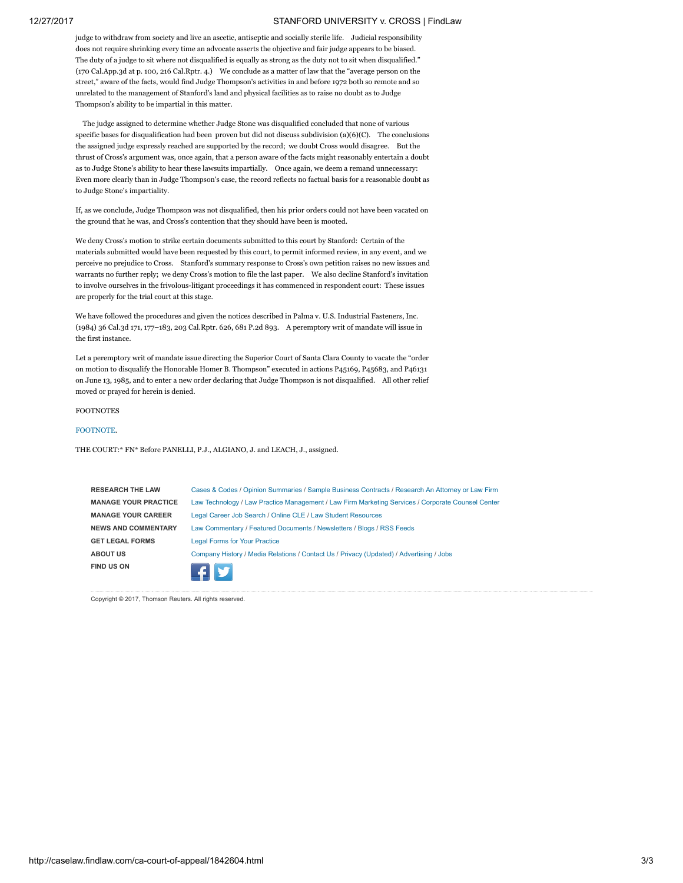judge to withdraw from society and live an ascetic, antiseptic and socially sterile life. Judicial responsibility does not require shrinking every time an advocate asserts the objective and fair judge appears to be biased. The duty of a judge to sit where not disqualified is equally as strong as the duty not to sit when disqualified." (170 Cal.App.3d at p. 100, 216 Cal.Rptr. 4.) We conclude as a matter of law that the "average person on the street," aware of the facts, would find Judge Thompson's activities in and before 1972 both so remote and so unrelated to the management of Stanford's land and physical facilities as to raise no doubt as to Judge Thompson's ability to be impartial in this matter.

The judge assigned to determine whether Judge Stone was disqualified concluded that none of various specific bases for disqualification had been proven but did not discuss subdivision (a)(6)(C). The conclusions the assigned judge expressly reached are supported by the record; we doubt Cross would disagree. But the thrust of Cross's argument was, once again, that a person aware of the facts might reasonably entertain a doubt as to Judge Stone's ability to hear these lawsuits impartially. Once again, we deem a remand unnecessary: Even more clearly than in Judge Thompson's case, the record reflects no factual basis for a reasonable doubt as to Judge Stone's impartiality.

If, as we conclude, Judge Thompson was not disqualified, then his prior orders could not have been vacated on the ground that he was, and Cross's contention that they should have been is mooted.

We deny Cross's motion to strike certain documents submitted to this court by Stanford: Certain of the materials submitted would have been requested by this court, to permit informed review, in any event, and we perceive no prejudice to Cross. Stanford's summary response to Cross's own petition raises no new issues and warrants no further reply; we deny Cross's motion to file the last paper. We also decline Stanford's invitation to involve ourselves in the frivolous-litigant proceedings it has commenced in respondent court: These issues are properly for the trial court at this stage.

We have followed the procedures and given the notices described in Palma v. U.S. Industrial Fasteners, Inc. (1984) 36 Cal.3d 171, 177–183, 203 Cal.Rptr. 626, 681 P.2d 893. A peremptory writ of mandate will issue in the first instance.

Let a peremptory writ of mandate issue directing the Superior Court of Santa Clara County to vacate the "order on motion to disqualify the Honorable Homer B. Thompson" executed in actions P45169, P45683, and P46131 on June 13, 1985, and to enter a new order declaring that Judge Thompson is not disqualified. All other relief moved or prayed for herein is denied.

FOOTNOTES

FOOTNOTE.

THE COURT:* FN* Before PANELLI, P.J., ALGIANO, J. and LEACH, J., assigned.

| | |
|---|---|
| **RESEARCH THE LAW** | Cases & Codes / Opinion Summaries / Sample Business Contracts / Research An Attorney or Law Firm |
| **MANAGE YOUR PRACTICE** | Law Technology / Law Practice Management / Law Firm Marketing Services / Corporate Counsel Center |
| **MANAGE YOUR CAREER** | Legal Career Job Search / Online CLE / Law Student Resources |
| **NEWS AND COMMENTARY** | Law Commentary / Featured Documents / Newsletters / Blogs / RSS Feeds |
| **GET LEGAL FORMS** | Legal Forms for Your Practice |
| **ABOUT US** | Company History / Media Relations / Contact Us / Privacy (Updated) / Advertising / Jobs |
| **FIND US ON** | |

Copyright © 2017, Thomson Reuters. All rights reserved.